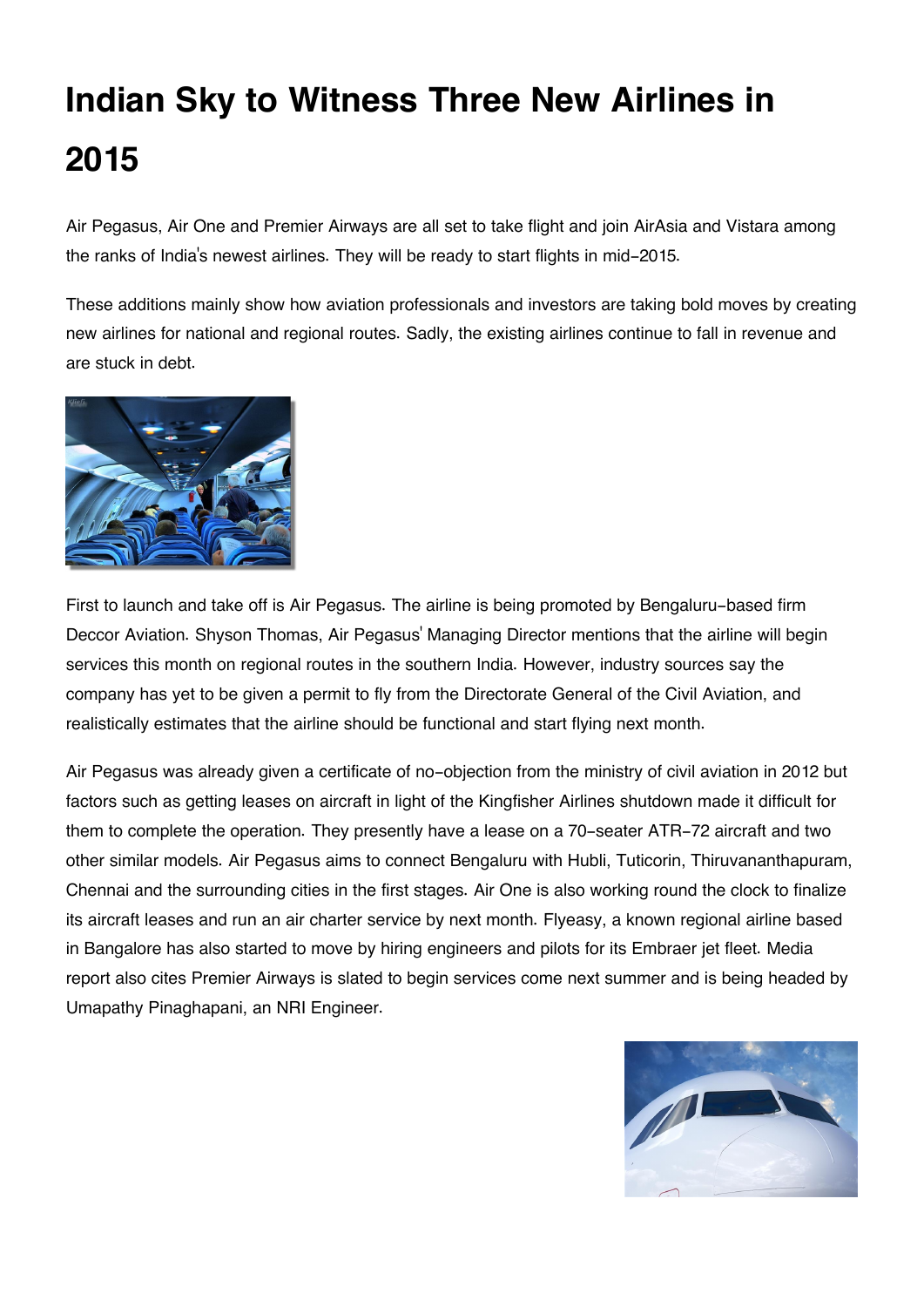# Indian Sky to Witness Three New Airlines in 2015

Air Pegasus, Air One and Premier Airways are all set to take flight and join AirAsia and Vistara among the ranks of India's newest airlines. They will be ready to start flights in mid-2015.

These additions mainly show how aviation professionals and investors are taking bold moves by creating new airlines for national and regional routes. Sadly, the existing airlines continue to fall in revenue and are stuck in debt.

First to launch and take off is Air Pegasus. The airline is being promoted by Bengaluru-based firm Deccor Aviation. Shyson Thomas, Air Pegasus' Managing Director mentions that the airline will begin services this month on regional routes in the southern India. However, industry sources say the company has yet to be given a permit to fly from the Directorate General of the Civil Aviation, and realistically estimates that the airline should be functional and start flying next month.

Air Pegasus was already given a certificate of no-objection from the ministry of civil aviation in 2012 but factors such as getting leases on aircraft in light of the Kingfisher Airlines shutdown made it difficult for them to complete the operation. They presently have a lease on a 70-seater ATR-72 aircraft and two other similar models. Air Pegasus aims to connect Bengaluru with Hubli, Tuticorin, Thiruvananthapuram, Chennai and the surrounding cities in the first stages. Air One is also working round the clock to finalize its aircraft leases and run an air charter service by next month. Flyeasy, a known regional airline based in Bangalore has also started to move by hiring engineers and pilots for its Embraer jet fleet. Media report also cites Premier Airways is slated to begin services come next summer and is being headed by Umapathy Pinaghapani, an NRI Engineer.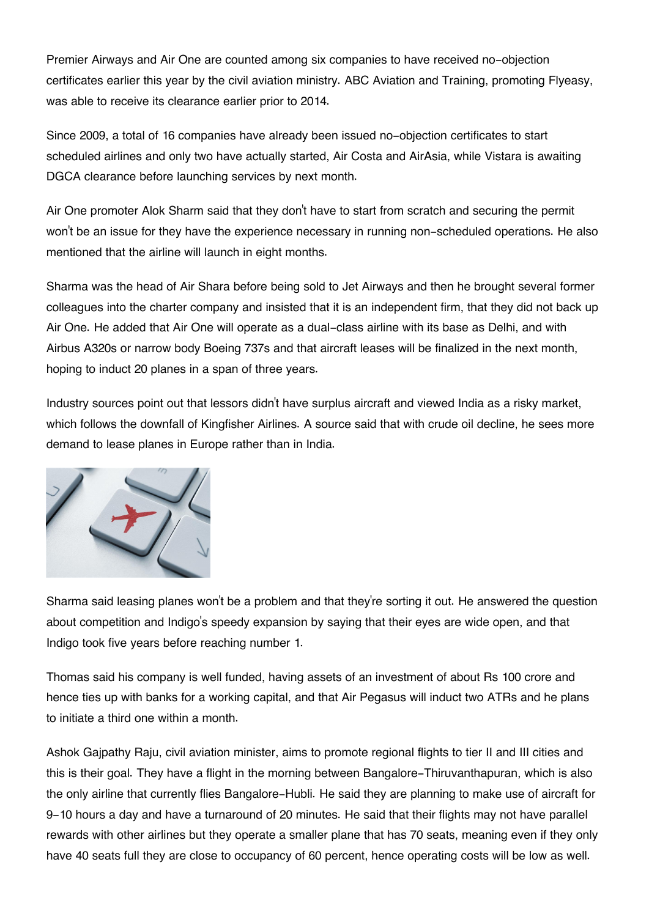Premier Airways and Air One are counted among six companies to have received no-objection certificates earlier this year by the civil aviation ministry. ABC Aviation and Training, promoting Flyeasy, was able to receive its clearance earlier prior to 2014.

Since 2009, a total of 16 companies have already been issued no-objection certificates to start scheduled airlines and only two have actually started, Air Costa and AirAsia, while Vistara is awaiting DGCA clearance before launching services by next month.

Air One promoter Alok Sharm said that they don't have to start from scratch and securing the permit won't be an issue for they have the experience necessary in running non-scheduled operations. He also mentioned that the airline will launch in eight months.

Sharma was the head of Air Shara before being sold to Jet Airways and then he brought several former colleagues into the charter company and insisted that it is an independent firm, that they did not back up Air One. He added that Air One will operate as a dual-class airline with its base as Delhi, and with Airbus A320s or narrow body Boeing 737s and that aircraft leases will be finalized in the next month, hoping to induct 20 planes in a span of three years.

Industry sources point out that lessors didn't have surplus aircraft and viewed India as a risky market, which follows the downfall of Kingfisher Airlines. A source said that with crude oil decline, he sees more demand to lease planes in Europe rather than in India.

Sharma said leasing planes won't be a problem and that they're sorting it out. He answered the question about competition and Indigo's speedy expansion by saying that their eyes are wide open, and that Indigo took five years before reaching number 1.

Thomas said his company is well funded, having assets of an investment of about Rs 100 crore and hence ties up with banks for a working capital, and that Air Pegasus will induct two ATRs and he plans to initiate a third one within a month.

Ashok Gajpathy Raju, civil aviation minister, aims to promote regional flights to tier II and III cities and this is their goal. They have a flight in the morning between Bangalore-Thiruvanthapuran, which is also the only airline that currently flies Bangalore-Hubli. He said they are planning to make use of aircraft for 9-10 hours a day and have a turnaround of 20 minutes. He said that their flights may not have parallel rewards with other airlines but they operate a smaller plane that has 70 seats, meaning even if they only have 40 seats full they are close to occupancy of 60 percent, hence operating costs will be low as well.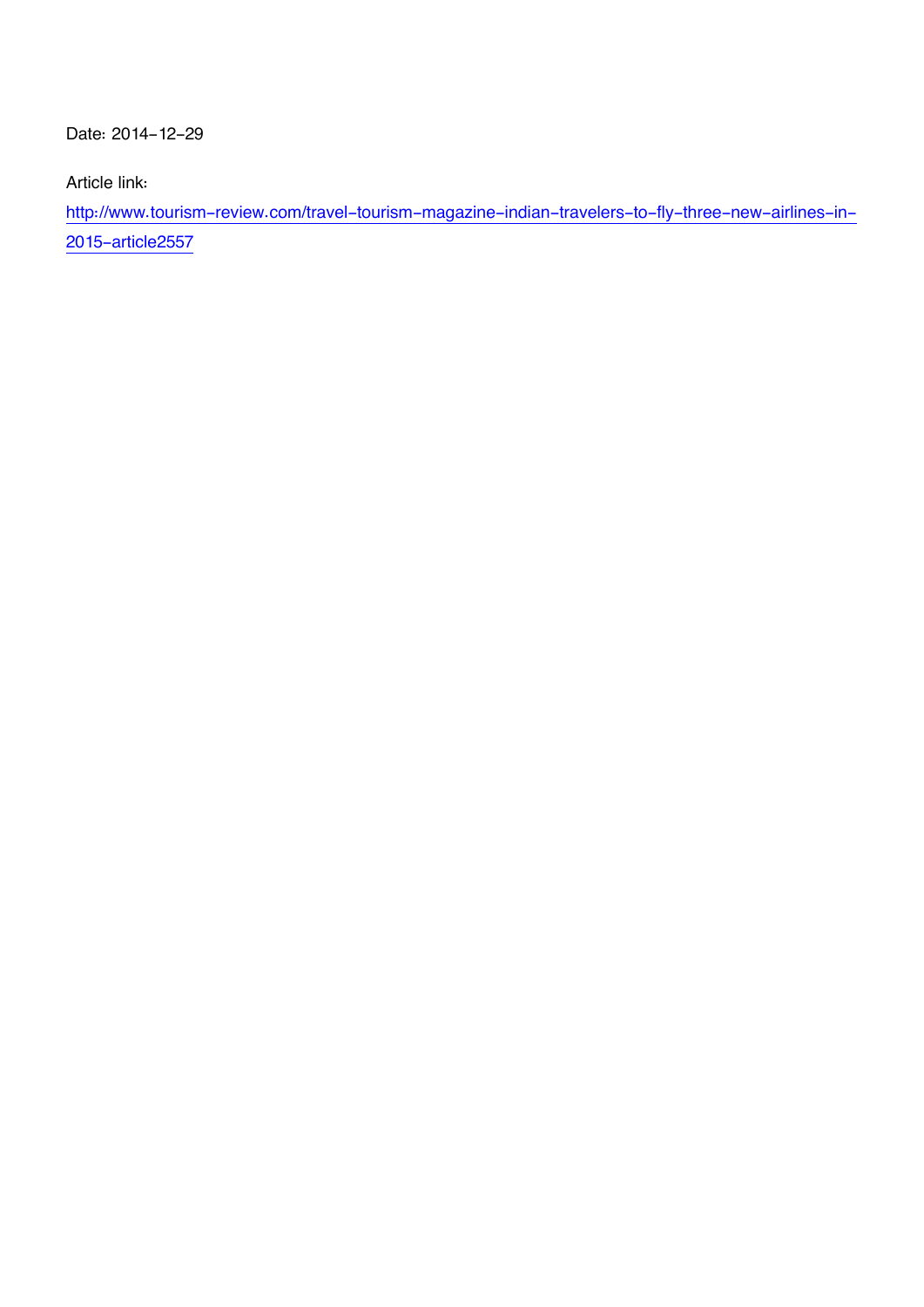Date: 2014-12-29

Article link:

http://www.tourism-review.com/travel-tourism-magazine-indian-travelers-to-fly-three-new-airlines-in-2015-article2557